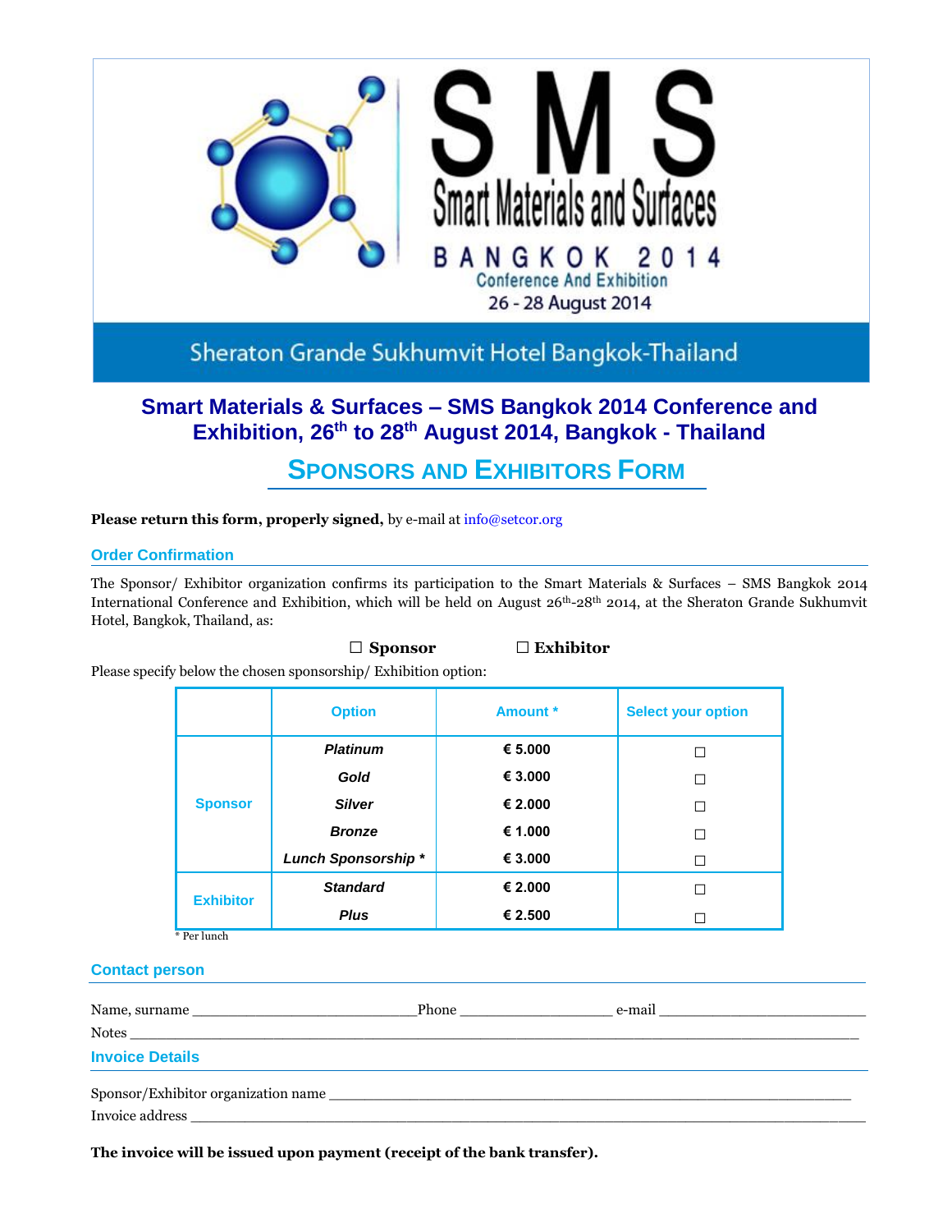SMS

Smart Materials and Surfaces

BANGKOK 2014

Conference And Exhibition

26 - 28 August 2014

Sheraton Grande Sukhumvit Hotel Bangkok-Thailand

# Smart Materials & Surfaces – SMS Bangkok 2014 Conference and Exhibition, 26th to 28th August 2014, Bangkok - Thailand

## SPONSORS AND EXHIBITORS FORM

**Please return this form, properly signed,** by e-mail at info@setcor.org

### Order Confirmation

The Sponsor/ Exhibitor organization confirms its participation to the Smart Materials & Surfaces – SMS Bangkok 2014 International Conference and Exhibition, which will be held on August 26th-28th 2014, at the Sheraton Grande Sukhumvit Hotel, Bangkok, Thailand, as:

☐ **Sponsor** ☐ **Exhibitor**

Please specify below the chosen sponsorship/ Exhibition option:

| | Option | Amount * | Select your option |
|---|---|---|---|
| Sponsor | ***Platinum*** | **€ 5.000** | ☐ |
| | ***Gold*** | **€ 3.000** | ☐ |
| | ***Silver*** | **€ 2.000** | ☐ |
| | ***Bronze*** | **€ 1.000** | ☐ |
| | ***Lunch Sponsorship **** | **€ 3.000** | ☐ |
| Exhibitor | ***Standard*** | **€ 2.000** | ☐ |
| | ***Plus*** | **€ 2.500** | ☐ |

* Per lunch

### Contact person

Name, surname ___________________________ Phone __________________ e-mail ________________________

Notes ____________________________________________________________________________________

### Invoice Details

Sponsor/Exhibitor organization name _______________________________________________________________

Invoice address _____________________________________________________________________________

**The invoice will be issued upon payment (receipt of the bank transfer).**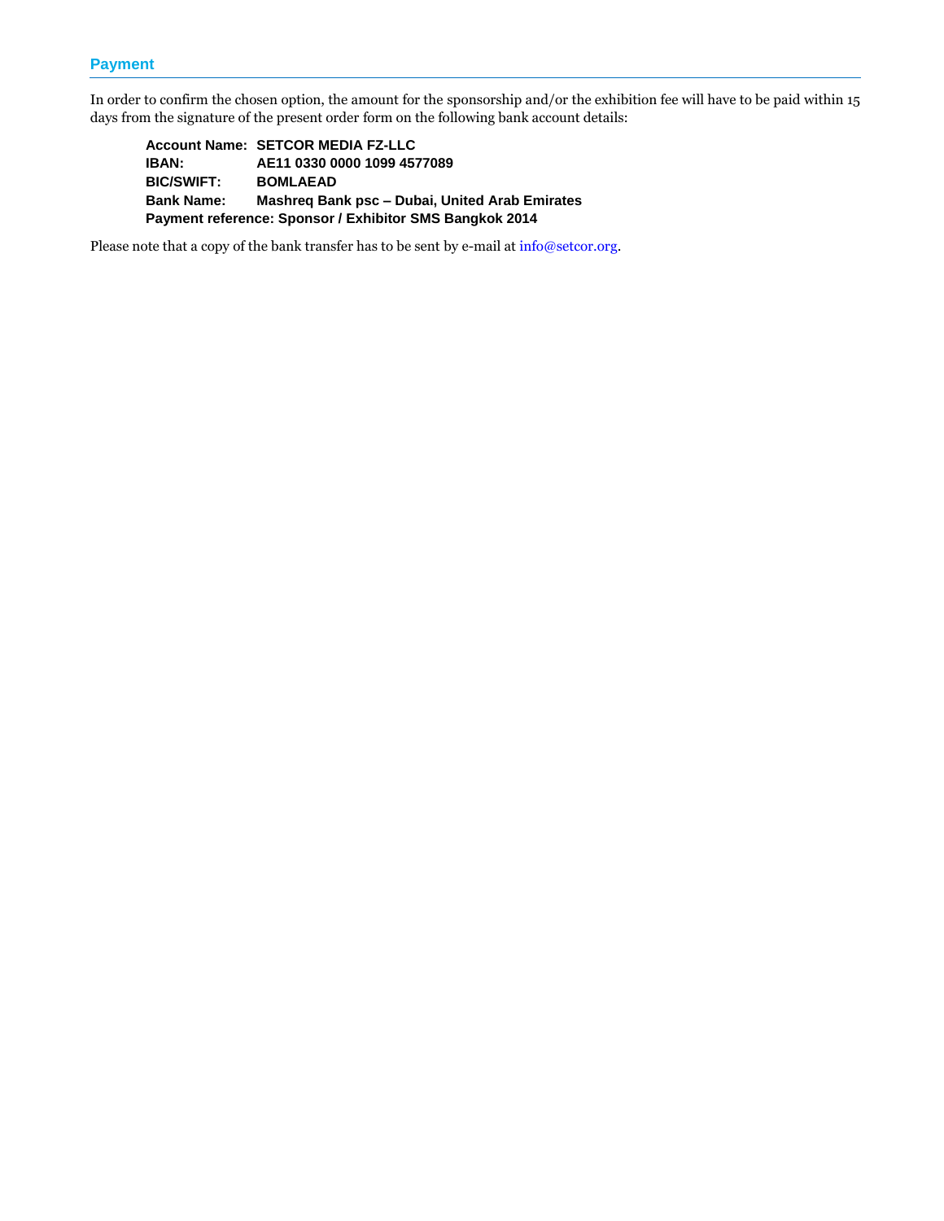## Payment

In order to confirm the chosen option, the amount for the sponsorship and/or the exhibition fee will have to be paid within 15 days from the signature of the present order form on the following bank account details:

**Account Name: SETCOR MEDIA FZ-LLC**
**IBAN: AE11 0330 0000 1099 4577089**
**BIC/SWIFT: BOMLAEAD**
**Bank Name: Mashreq Bank psc – Dubai, United Arab Emirates**
**Payment reference: Sponsor / Exhibitor SMS Bangkok 2014**

Please note that a copy of the bank transfer has to be sent by e-mail at info@setcor.org.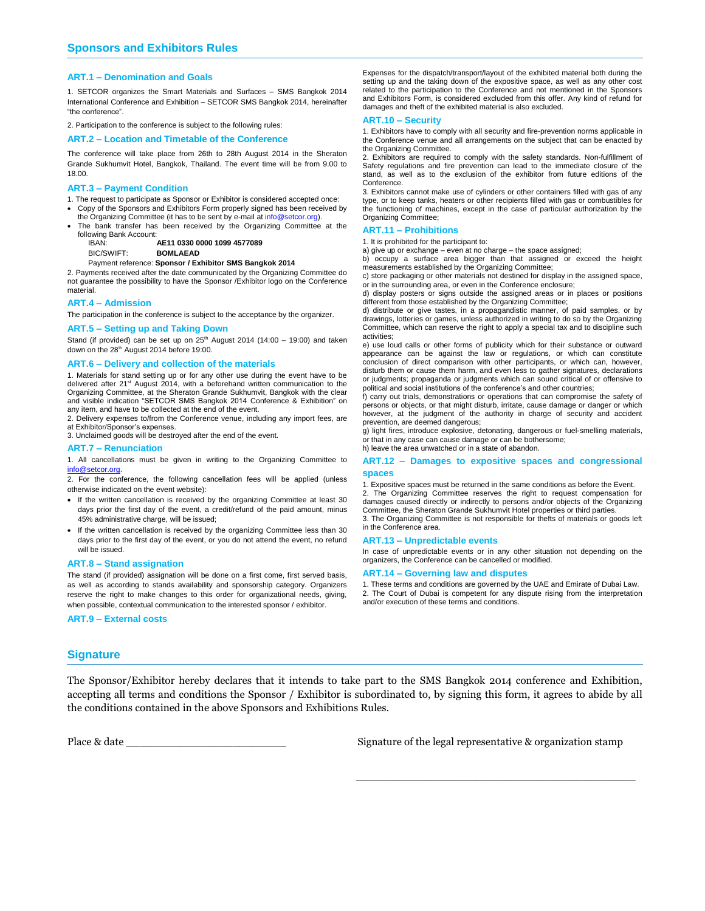## Sponsors and Exhibitors Rules

### ART.1 – Denomination and Goals

1. SETCOR organizes the Smart Materials and Surfaces – SMS Bangkok 2014 International Conference and Exhibition – SETCOR SMS Bangkok 2014, hereinafter "the conference".

2. Participation to the conference is subject to the following rules:

### ART.2 – Location and Timetable of the Conference

The conference will take place from 26th to 28th August 2014 in the Sheraton Grande Sukhumvit Hotel, Bangkok, Thailand. The event time will be from 9.00 to 18.00.

### ART.3 – Payment Condition

1. The request to participate as Sponsor or Exhibitor is considered accepted once:

- Copy of the Sponsors and Exhibitors Form properly signed has been received by the Organizing Committee (it has to be sent by e-mail at info@setcor.org).
- The bank transfer has been received by the Organizing Committee at the following Bank Account:

  IBAN: **AE11 0330 0000 1099 4577089**

  BIC/SWIFT: **BOMLAEAD**

  Payment reference: **Sponsor / Exhibitor SMS Bangkok 2014**

2. Payments received after the date communicated by the Organizing Committee do not guarantee the possibility to have the Sponsor /Exhibitor logo on the Conference material.

### ART.4 – Admission

The participation in the conference is subject to the acceptance by the organizer.

### ART.5 – Setting up and Taking Down

Stand (if provided) can be set up on 25th August 2014 (14:00 – 19:00) and taken down on the 28th August 2014 before 19:00.

### ART.6 – Delivery and collection of the materials

1. Materials for stand setting up or for any other use during the event have to be delivered after 21st August 2014, with a beforehand written communication to the Organizing Committee, at the Sheraton Grande Sukhumvit, Bangkok with the clear and visible indication "SETCOR SMS Bangkok 2014 Conference & Exhibition" on any item, and have to be collected at the end of the event.

2. Delivery expenses to/from the Conference venue, including any import fees, are at Exhibitor/Sponsor's expenses.

3. Unclaimed goods will be destroyed after the end of the event.

### ART.7 – Renunciation

1. All cancellations must be given in writing to the Organizing Committee to info@setcor.org.

2. For the conference, the following cancellation fees will be applied (unless otherwise indicated on the event website):

- If the written cancellation is received by the organizing Committee at least 30 days prior the first day of the event, a credit/refund of the paid amount, minus 45% administrative charge, will be issued;
- If the written cancellation is received by the organizing Committee less than 30 days prior to the first day of the event, or you do not attend the event, no refund will be issued.

### ART.8 – Stand assignation

The stand (if provided) assignation will be done on a first come, first served basis, as well as according to stands availability and sponsorship category. Organizers reserve the right to make changes to this order for organizational needs, giving, when possible, contextual communication to the interested sponsor / exhibitor.

### ART.9 – External costs

Expenses for the dispatch/transport/layout of the exhibited material both during the setting up and the taking down of the expositive space, as well as any other cost related to the participation to the Conference and not mentioned in the Sponsors and Exhibitors Form, is considered excluded from this offer. Any kind of refund for damages and theft of the exhibited material is also excluded.

### ART.10 – Security

1. Exhibitors have to comply with all security and fire-prevention norms applicable in the Conference venue and all arrangements on the subject that can be enacted by the Organizing Committee.

2. Exhibitors are required to comply with the safety standards. Non-fulfillment of Safety regulations and fire prevention can lead to the immediate closure of the stand, as well as to the exclusion of the exhibitor from future editions of the Conference.

3. Exhibitors cannot make use of cylinders or other containers filled with gas of any type, or to keep tanks, heaters or other recipients filled with gas or combustibles for the functioning of machines, except in the case of particular authorization by the Organizing Committee;

### ART.11 – Prohibitions

1. It is prohibited for the participant to:

a) give up or exchange – even at no charge – the space assigned;

b) occupy a surface area bigger than that assigned or exceed the height measurements established by the Organizing Committee;

c) store packaging or other materials not destined for display in the assigned space, or in the surrounding area, or even in the Conference enclosure;

d) display posters or signs outside the assigned areas or in places or positions different from those established by the Organizing Committee;

d) distribute or give tastes, in a propagandistic manner, of paid samples, or by drawings, lotteries or games, unless authorized in writing to do so by the Organizing Committee, which can reserve the right to apply a special tax and to discipline such activities;

e) use loud calls or other forms of publicity which for their substance or outward appearance can be against the law or regulations, or which can constitute conclusion of direct comparison with other participants, or which can, however, disturb them or cause them harm, and even less to gather signatures, declarations or judgments; propaganda or judgments which can sound critical of or offensive to political and social institutions of the conference's and other countries;

f) carry out trials, demonstrations or operations that can compromise the safety of persons or objects, or that might disturb, irritate, cause damage or danger or which however, at the judgment of the authority in charge of security and accident prevention, are deemed dangerous;

g) light fires, introduce explosive, detonating, dangerous or fuel-smelling materials, or that in any case can cause damage or can be bothersome;

h) leave the area unwatched or in a state of abandon.

### ART.12 – Damages to expositive spaces and congressional spaces

1. Expositive spaces must be returned in the same conditions as before the Event.

2. The Organizing Committee reserves the right to request compensation for damages caused directly or indirectly to persons and/or objects of the Organizing Committee, the Sheraton Grande Sukhumvit Hotel properties or third parties.

3. The Organizing Committee is not responsible for thefts of materials or goods left in the Conference area.

### ART.13 – Unpredictable events

In case of unpredictable events or in any other situation not depending on the organizers, the Conference can be cancelled or modified.

### ART.14 – Governing law and disputes

1. These terms and conditions are governed by the UAE and Emirate of Dubai Law.

2. The Court of Dubai is competent for any dispute rising from the interpretation and/or execution of these terms and conditions.

## Signature

The Sponsor/Exhibitor hereby declares that it intends to take part to the SMS Bangkok 2014 conference and Exhibition, accepting all terms and conditions the Sponsor / Exhibitor is subordinated to, by signing this form, it agrees to abide by all the conditions contained in the above Sponsors and Exhibitions Rules.

Place & date ________________________

Signature of the legal representative & organization stamp

___________________________________________